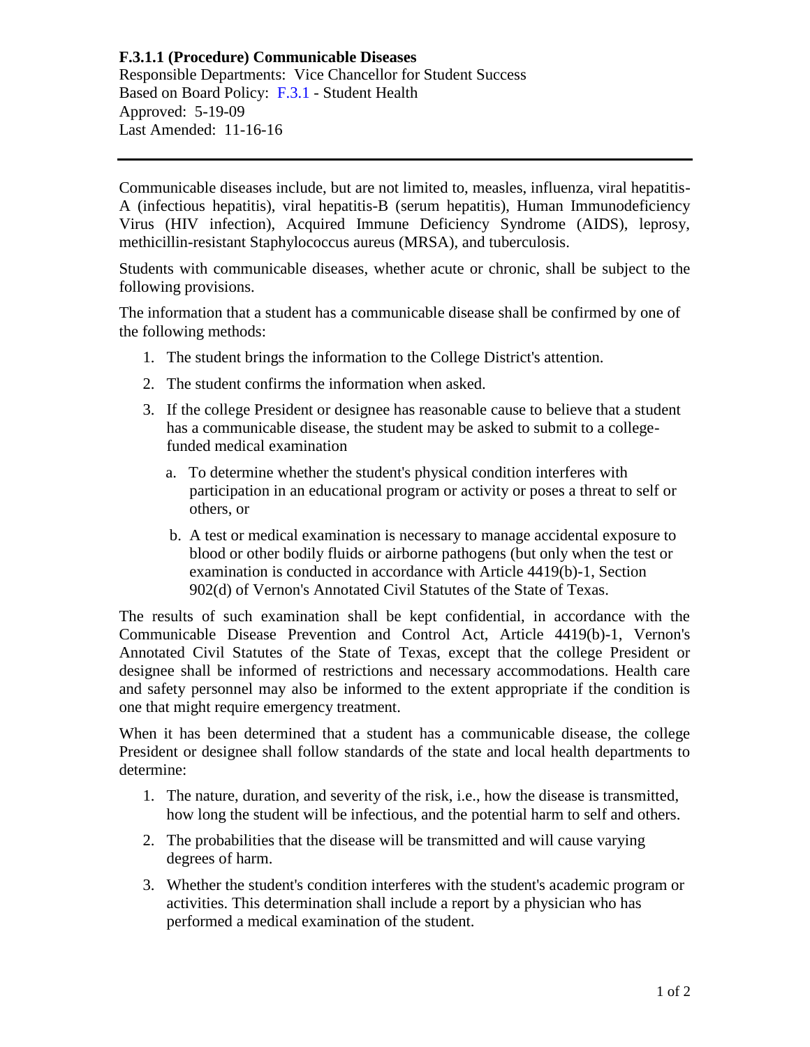**F.3.1.1 (Procedure) Communicable Diseases**

Responsible Departments: Vice Chancellor for Student Success
Based on Board Policy: F.3.1 - Student Health
Approved: 5-19-09
Last Amended: 11-16-16

---

Communicable diseases include, but are not limited to, measles, influenza, viral hepatitis-A (infectious hepatitis), viral hepatitis-B (serum hepatitis), Human Immunodeficiency Virus (HIV infection), Acquired Immune Deficiency Syndrome (AIDS), leprosy, methicillin-resistant Staphylococcus aureus (MRSA), and tuberculosis.

Students with communicable diseases, whether acute or chronic, shall be subject to the following provisions.

The information that a student has a communicable disease shall be confirmed by one of the following methods:

1. The student brings the information to the College District's attention.
2. The student confirms the information when asked.
3. If the college President or designee has reasonable cause to believe that a student has a communicable disease, the student may be asked to submit to a college-funded medical examination
   a. To determine whether the student's physical condition interferes with participation in an educational program or activity or poses a threat to self or others, or
   b. A test or medical examination is necessary to manage accidental exposure to blood or other bodily fluids or airborne pathogens (but only when the test or examination is conducted in accordance with Article 4419(b)-1, Section 902(d) of Vernon's Annotated Civil Statutes of the State of Texas.

The results of such examination shall be kept confidential, in accordance with the Communicable Disease Prevention and Control Act, Article 4419(b)-1, Vernon's Annotated Civil Statutes of the State of Texas, except that the college President or designee shall be informed of restrictions and necessary accommodations. Health care and safety personnel may also be informed to the extent appropriate if the condition is one that might require emergency treatment.

When it has been determined that a student has a communicable disease, the college President or designee shall follow standards of the state and local health departments to determine:

1. The nature, duration, and severity of the risk, i.e., how the disease is transmitted, how long the student will be infectious, and the potential harm to self and others.
2. The probabilities that the disease will be transmitted and will cause varying degrees of harm.
3. Whether the student's condition interferes with the student's academic program or activities. This determination shall include a report by a physician who has performed a medical examination of the student.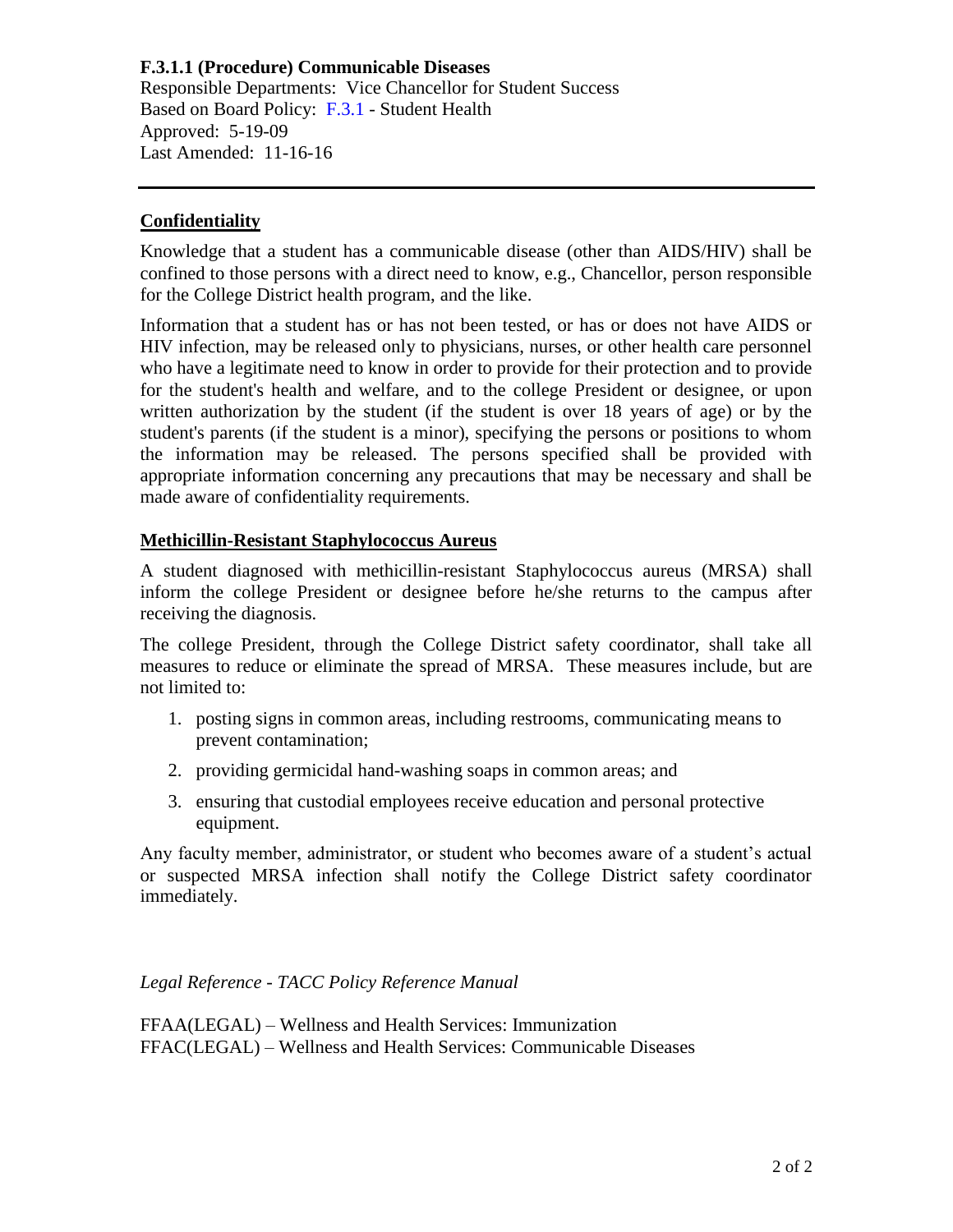**F.3.1.1 (Procedure) Communicable Diseases**
Responsible Departments: Vice Chancellor for Student Success
Based on Board Policy: F.3.1 - Student Health
Approved: 5-19-09
Last Amended: 11-16-16

---

## Confidentiality

Knowledge that a student has a communicable disease (other than AIDS/HIV) shall be confined to those persons with a direct need to know, e.g., Chancellor, person responsible for the College District health program, and the like.

Information that a student has or has not been tested, or has or does not have AIDS or HIV infection, may be released only to physicians, nurses, or other health care personnel who have a legitimate need to know in order to provide for their protection and to provide for the student's health and welfare, and to the college President or designee, or upon written authorization by the student (if the student is over 18 years of age) or by the student's parents (if the student is a minor), specifying the persons or positions to whom the information may be released. The persons specified shall be provided with appropriate information concerning any precautions that may be necessary and shall be made aware of confidentiality requirements.

## Methicillin-Resistant Staphylococcus Aureus

A student diagnosed with methicillin-resistant Staphylococcus aureus (MRSA) shall inform the college President or designee before he/she returns to the campus after receiving the diagnosis.

The college President, through the College District safety coordinator, shall take all measures to reduce or eliminate the spread of MRSA. These measures include, but are not limited to:

1. posting signs in common areas, including restrooms, communicating means to prevent contamination;
2. providing germicidal hand-washing soaps in common areas; and
3. ensuring that custodial employees receive education and personal protective equipment.

Any faculty member, administrator, or student who becomes aware of a student's actual or suspected MRSA infection shall notify the College District safety coordinator immediately.

*Legal Reference - TACC Policy Reference Manual*

FFAA(LEGAL) – Wellness and Health Services: Immunization
FFAC(LEGAL) – Wellness and Health Services: Communicable Diseases